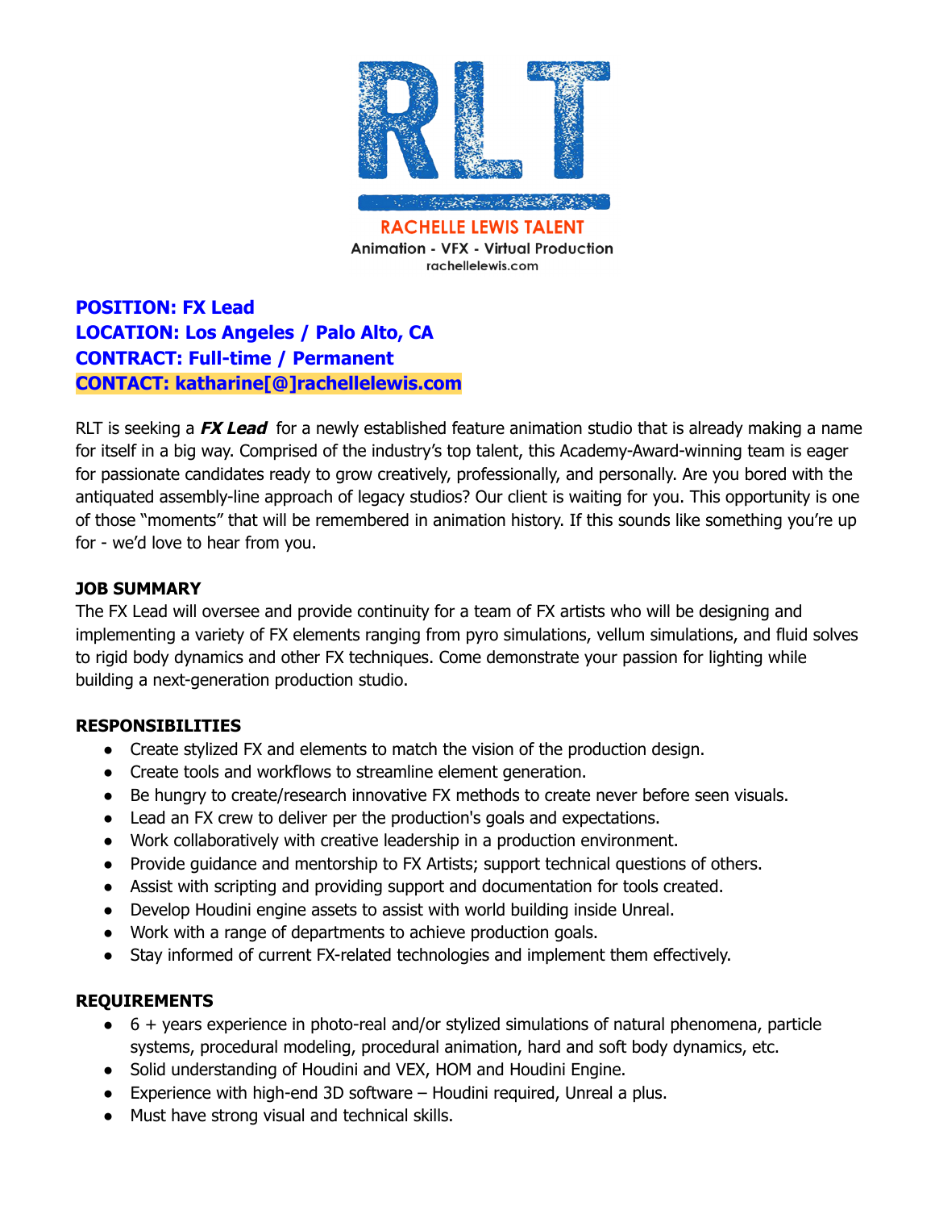RLT

RACHELLE LEWIS TALENT

Animation - VFX - Virtual Production

rachellelewis.com

**POSITION: FX Lead**
**LOCATION: Los Angeles / Palo Alto, CA**
**CONTRACT: Full-time / Permanent**
**CONTACT: katharine[@]rachellelewis.com**

RLT is seeking a ***FX Lead*** for a newly established feature animation studio that is already making a name for itself in a big way. Comprised of the industry's top talent, this Academy-Award-winning team is eager for passionate candidates ready to grow creatively, professionally, and personally. Are you bored with the antiquated assembly-line approach of legacy studios? Our client is waiting for you. This opportunity is one of those "moments" that will be remembered in animation history. If this sounds like something you're up for - we'd love to hear from you.

**JOB SUMMARY**

The FX Lead will oversee and provide continuity for a team of FX artists who will be designing and implementing a variety of FX elements ranging from pyro simulations, vellum simulations, and fluid solves to rigid body dynamics and other FX techniques. Come demonstrate your passion for lighting while building a next-generation production studio.

**RESPONSIBILITIES**

- Create stylized FX and elements to match the vision of the production design.
- Create tools and workflows to streamline element generation.
- Be hungry to create/research innovative FX methods to create never before seen visuals.
- Lead an FX crew to deliver per the production's goals and expectations.
- Work collaboratively with creative leadership in a production environment.
- Provide guidance and mentorship to FX Artists; support technical questions of others.
- Assist with scripting and providing support and documentation for tools created.
- Develop Houdini engine assets to assist with world building inside Unreal.
- Work with a range of departments to achieve production goals.
- Stay informed of current FX-related technologies and implement them effectively.

**REQUIREMENTS**

- 6 + years experience in photo-real and/or stylized simulations of natural phenomena, particle systems, procedural modeling, procedural animation, hard and soft body dynamics, etc.
- Solid understanding of Houdini and VEX, HOM and Houdini Engine.
- Experience with high-end 3D software – Houdini required, Unreal a plus.
- Must have strong visual and technical skills.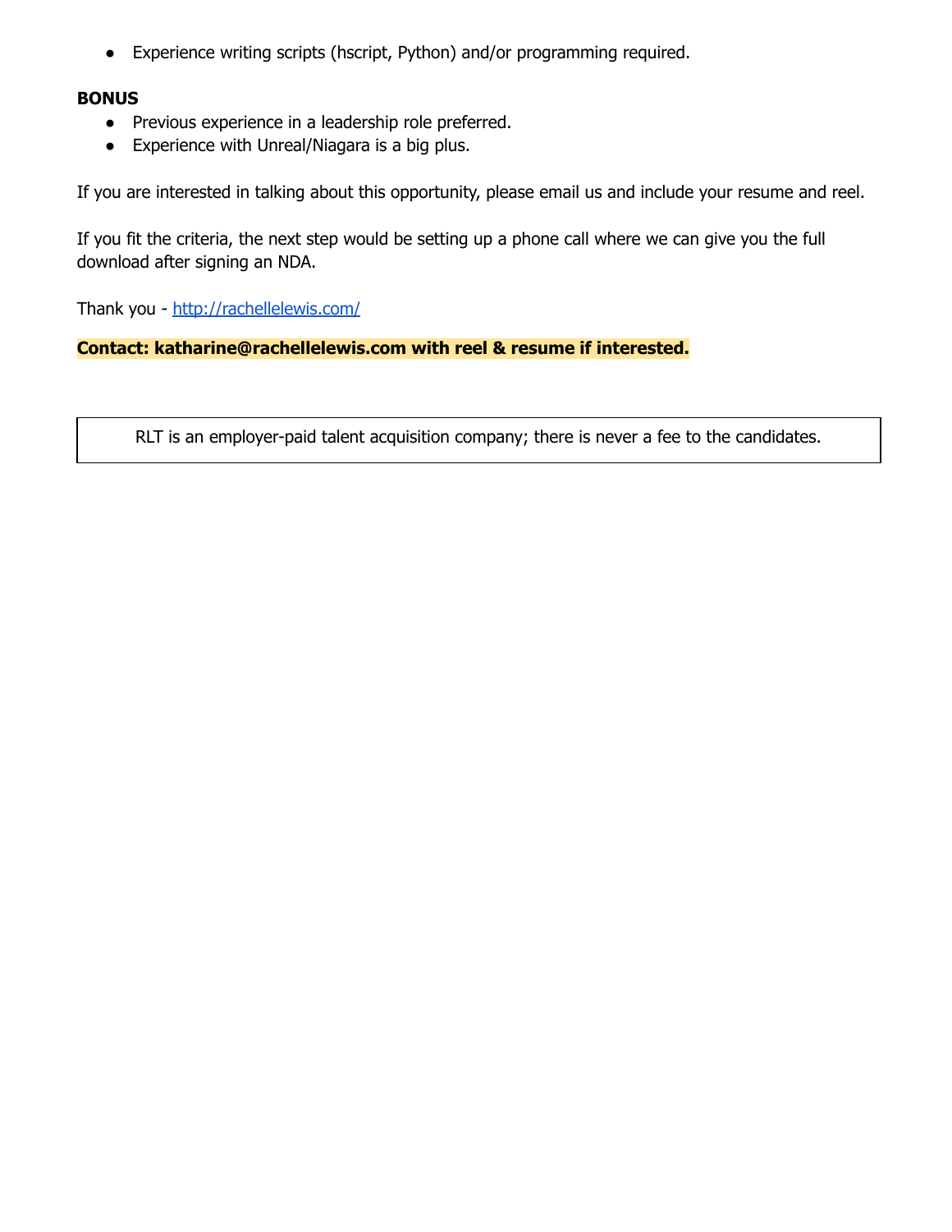- Experience writing scripts (hscript, Python) and/or programming required.

**BONUS**

- Previous experience in a leadership role preferred.
- Experience with Unreal/Niagara is a big plus.

If you are interested in talking about this opportunity, please email us and include your resume and reel.

If you fit the criteria, the next step would be setting up a phone call where we can give you the full download after signing an NDA.

Thank you - [http://rachellelewis.com/](http://rachellelewis.com/)

**Contact: katharine@rachellelewis.com with reel & resume if interested.**

RLT is an employer-paid talent acquisition company; there is never a fee to the candidates.